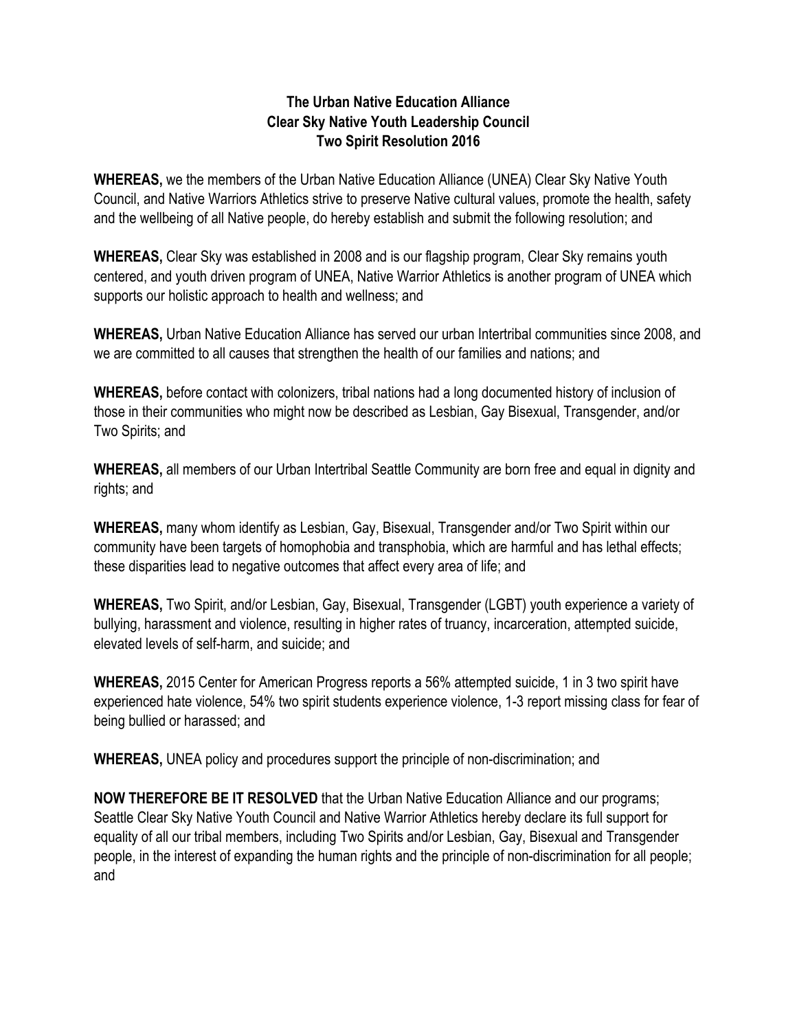**The Urban Native Education Alliance**
**Clear Sky Native Youth Leadership Council**
**Two Spirit Resolution 2016**

**WHEREAS,** we the members of the Urban Native Education Alliance (UNEA) Clear Sky Native Youth Council, and Native Warriors Athletics strive to preserve Native cultural values, promote the health, safety and the wellbeing of all Native people, do hereby establish and submit the following resolution; and

**WHEREAS,** Clear Sky was established in 2008 and is our flagship program, Clear Sky remains youth centered, and youth driven program of UNEA, Native Warrior Athletics is another program of UNEA which supports our holistic approach to health and wellness; and

**WHEREAS,** Urban Native Education Alliance has served our urban Intertribal communities since 2008, and we are committed to all causes that strengthen the health of our families and nations; and

**WHEREAS,** before contact with colonizers, tribal nations had a long documented history of inclusion of those in their communities who might now be described as Lesbian, Gay Bisexual, Transgender, and/or Two Spirits; and

**WHEREAS,** all members of our Urban Intertribal Seattle Community are born free and equal in dignity and rights; and

**WHEREAS,** many whom identify as Lesbian, Gay, Bisexual, Transgender and/or Two Spirit within our community have been targets of homophobia and transphobia, which are harmful and has lethal effects; these disparities lead to negative outcomes that affect every area of life; and

**WHEREAS,** Two Spirit, and/or Lesbian, Gay, Bisexual, Transgender (LGBT) youth experience a variety of bullying, harassment and violence, resulting in higher rates of truancy, incarceration, attempted suicide, elevated levels of self-harm, and suicide; and

**WHEREAS,** 2015 Center for American Progress reports a 56% attempted suicide, 1 in 3 two spirit have experienced hate violence, 54% two spirit students experience violence, 1-3 report missing class for fear of being bullied or harassed; and

**WHEREAS,** UNEA policy and procedures support the principle of non-discrimination; and

**NOW THEREFORE BE IT RESOLVED** that the Urban Native Education Alliance and our programs; Seattle Clear Sky Native Youth Council and Native Warrior Athletics hereby declare its full support for equality of all our tribal members, including Two Spirits and/or Lesbian, Gay, Bisexual and Transgender people, in the interest of expanding the human rights and the principle of non-discrimination for all people; and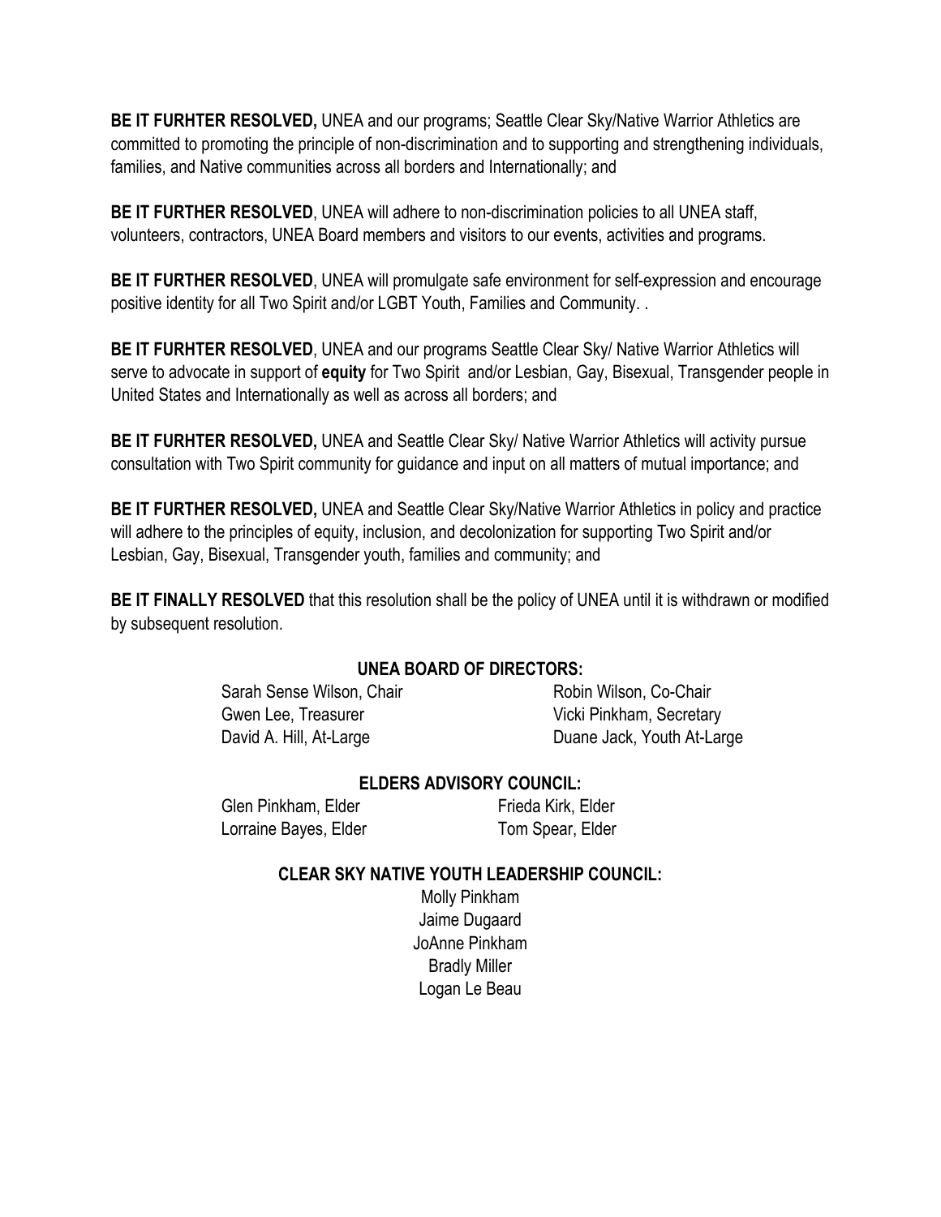**BE IT FURHTER RESOLVED,** UNEA and our programs; Seattle Clear Sky/Native Warrior Athletics are committed to promoting the principle of non-discrimination and to supporting and strengthening individuals, families, and Native communities across all borders and Internationally; and

**BE IT FURTHER RESOLVED**, UNEA will adhere to non-discrimination policies to all UNEA staff, volunteers, contractors, UNEA Board members and visitors to our events, activities and programs.

**BE IT FURTHER RESOLVED**, UNEA will promulgate safe environment for self-expression and encourage positive identity for all Two Spirit and/or LGBT Youth, Families and Community. .

**BE IT FURHTER RESOLVED**, UNEA and our programs Seattle Clear Sky/ Native Warrior Athletics will serve to advocate in support of **equity** for Two Spirit and/or Lesbian, Gay, Bisexual, Transgender people in United States and Internationally as well as across all borders; and

**BE IT FURHTER RESOLVED,** UNEA and Seattle Clear Sky/ Native Warrior Athletics will activity pursue consultation with Two Spirit community for guidance and input on all matters of mutual importance; and

**BE IT FURTHER RESOLVED,** UNEA and Seattle Clear Sky/Native Warrior Athletics in policy and practice will adhere to the principles of equity, inclusion, and decolonization for supporting Two Spirit and/or Lesbian, Gay, Bisexual, Transgender youth, families and community; and

**BE IT FINALLY RESOLVED** that this resolution shall be the policy of UNEA until it is withdrawn or modified by subsequent resolution.

**UNEA BOARD OF DIRECTORS:**

Sarah Sense Wilson, Chair
Robin Wilson, Co-Chair
Gwen Lee, Treasurer
Vicki Pinkham, Secretary
David A. Hill, At-Large
Duane Jack, Youth At-Large

**ELDERS ADVISORY COUNCIL:**

Glen Pinkham, Elder
Frieda Kirk, Elder
Lorraine Bayes, Elder
Tom Spear, Elder

**CLEAR SKY NATIVE YOUTH LEADERSHIP COUNCIL:**

Molly Pinkham
Jaime Dugaard
JoAnne Pinkham
Bradly Miller
Logan Le Beau